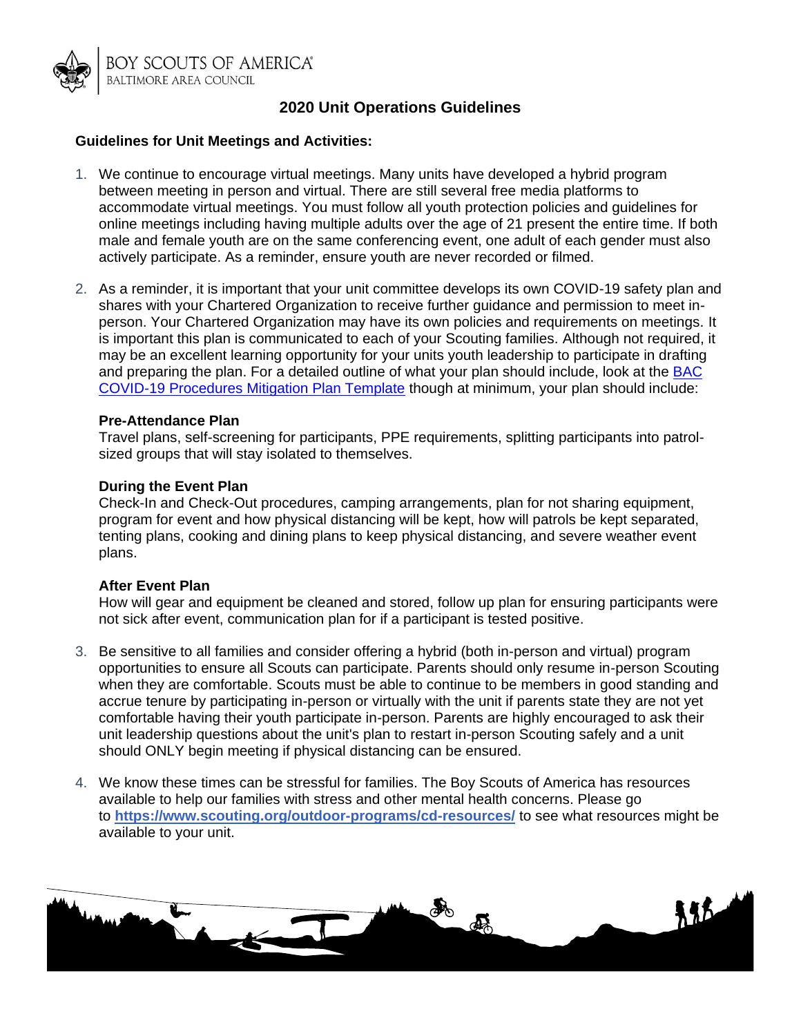BOY SCOUTS OF AMERICA
BALTIMORE AREA COUNCIL

# 2020 Unit Operations Guidelines

## Guidelines for Unit Meetings and Activities:

1. We continue to encourage virtual meetings. Many units have developed a hybrid program between meeting in person and virtual. There are still several free media platforms to accommodate virtual meetings. You must follow all youth protection policies and guidelines for online meetings including having multiple adults over the age of 21 present the entire time. If both male and female youth are on the same conferencing event, one adult of each gender must also actively participate. As a reminder, ensure youth are never recorded or filmed.

2. As a reminder, it is important that your unit committee develops its own COVID-19 safety plan and shares with your Chartered Organization to receive further guidance and permission to meet in-person. Your Chartered Organization may have its own policies and requirements on meetings. It is important this plan is communicated to each of your Scouting families. Although not required, it may be an excellent learning opportunity for your units youth leadership to participate in drafting and preparing the plan. For a detailed outline of what your plan should include, look at the BAC COVID-19 Procedures Mitigation Plan Template though at minimum, your plan should include:

   **Pre-Attendance Plan**
   Travel plans, self-screening for participants, PPE requirements, splitting participants into patrol-sized groups that will stay isolated to themselves.

   **During the Event Plan**
   Check-In and Check-Out procedures, camping arrangements, plan for not sharing equipment, program for event and how physical distancing will be kept, how will patrols be kept separated, tenting plans, cooking and dining plans to keep physical distancing, and severe weather event plans.

   **After Event Plan**
   How will gear and equipment be cleaned and stored, follow up plan for ensuring participants were not sick after event, communication plan for if a participant is tested positive.

3. Be sensitive to all families and consider offering a hybrid (both in-person and virtual) program opportunities to ensure all Scouts can participate. Parents should only resume in-person Scouting when they are comfortable. Scouts must be able to continue to be members in good standing and accrue tenure by participating in-person or virtually with the unit if parents state they are not yet comfortable having their youth participate in-person. Parents are highly encouraged to ask their unit leadership questions about the unit's plan to restart in-person Scouting safely and a unit should ONLY begin meeting if physical distancing can be ensured.

4. We know these times can be stressful for families. The Boy Scouts of America has resources available to help our families with stress and other mental health concerns. Please go to **https://www.scouting.org/outdoor-programs/cd-resources/** to see what resources might be available to your unit.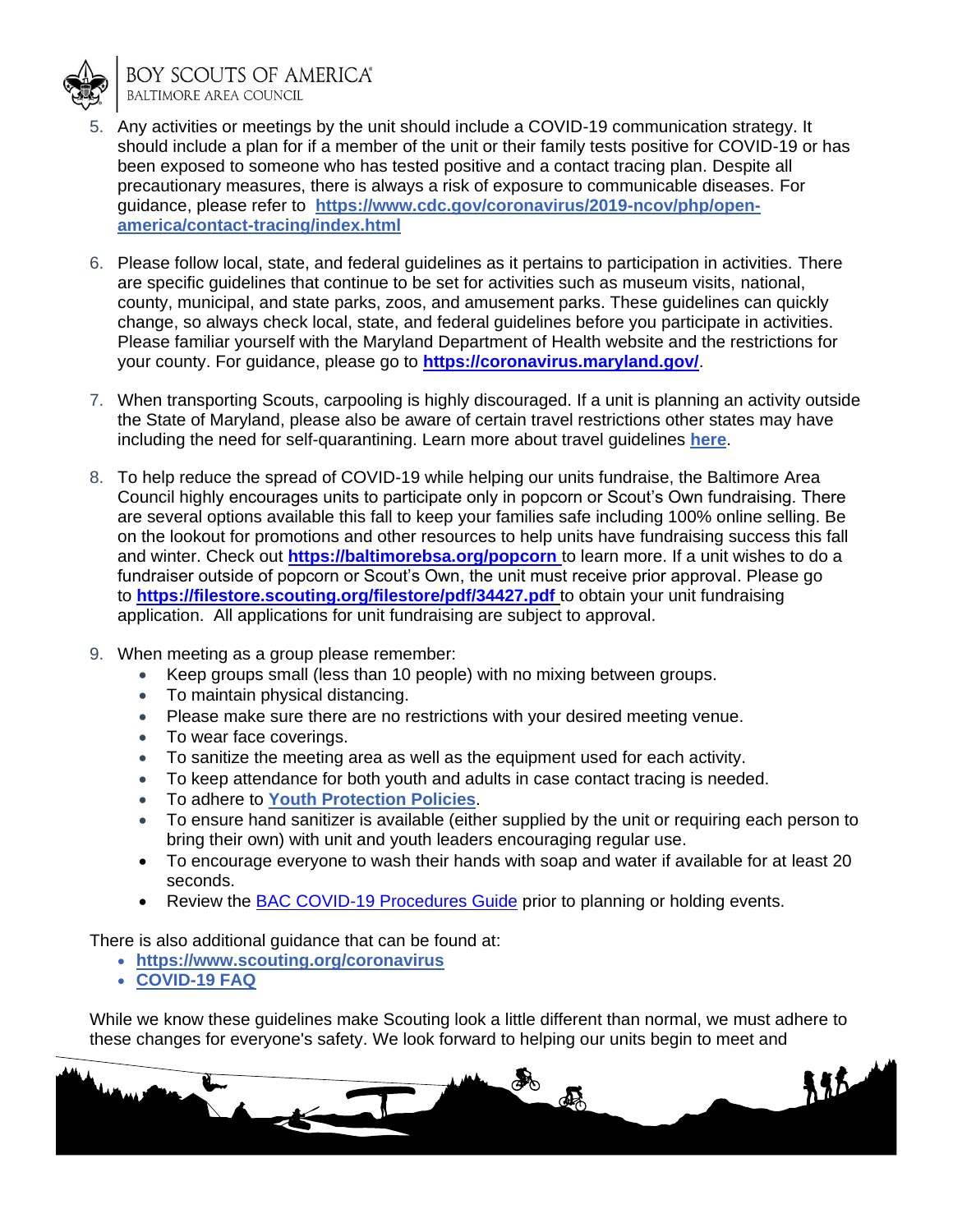5. Any activities or meetings by the unit should include a COVID-19 communication strategy. It should include a plan for if a member of the unit or their family tests positive for COVID-19 or has been exposed to someone who has tested positive and a contact tracing plan. Despite all precautionary measures, there is always a risk of exposure to communicable diseases. For guidance, please refer to **https://www.cdc.gov/coronavirus/2019-ncov/php/open-america/contact-tracing/index.html**

6. Please follow local, state, and federal guidelines as it pertains to participation in activities. There are specific guidelines that continue to be set for activities such as museum visits, national, county, municipal, and state parks, zoos, and amusement parks. These guidelines can quickly change, so always check local, state, and federal guidelines before you participate in activities. Please familiar yourself with the Maryland Department of Health website and the restrictions for your county. For guidance, please go to **https://coronavirus.maryland.gov/**.

7. When transporting Scouts, carpooling is highly discouraged. If a unit is planning an activity outside the State of Maryland, please also be aware of certain travel restrictions other states may have including the need for self-quarantining. Learn more about travel guidelines **here**.

8. To help reduce the spread of COVID-19 while helping our units fundraise, the Baltimore Area Council highly encourages units to participate only in popcorn or Scout's Own fundraising. There are several options available this fall to keep your families safe including 100% online selling. Be on the lookout for promotions and other resources to help units have fundraising success this fall and winter. Check out **https://baltimorebsa.org/popcorn** to learn more. If a unit wishes to do a fundraiser outside of popcorn or Scout's Own, the unit must receive prior approval. Please go to **https://filestore.scouting.org/filestore/pdf/34427.pdf** to obtain your unit fundraising application. All applications for unit fundraising are subject to approval.

9. When meeting as a group please remember:
   - Keep groups small (less than 10 people) with no mixing between groups.
   - To maintain physical distancing.
   - Please make sure there are no restrictions with your desired meeting venue.
   - To wear face coverings.
   - To sanitize the meeting area as well as the equipment used for each activity.
   - To keep attendance for both youth and adults in case contact tracing is needed.
   - To adhere to **Youth Protection Policies**.
   - To ensure hand sanitizer is available (either supplied by the unit or requiring each person to bring their own) with unit and youth leaders encouraging regular use.
   - To encourage everyone to wash their hands with soap and water if available for at least 20 seconds.
   - Review the BAC COVID-19 Procedures Guide prior to planning or holding events.

There is also additional guidance that can be found at:

- **https://www.scouting.org/coronavirus**
- **COVID-19 FAQ**

While we know these guidelines make Scouting look a little different than normal, we must adhere to these changes for everyone's safety. We look forward to helping our units begin to meet and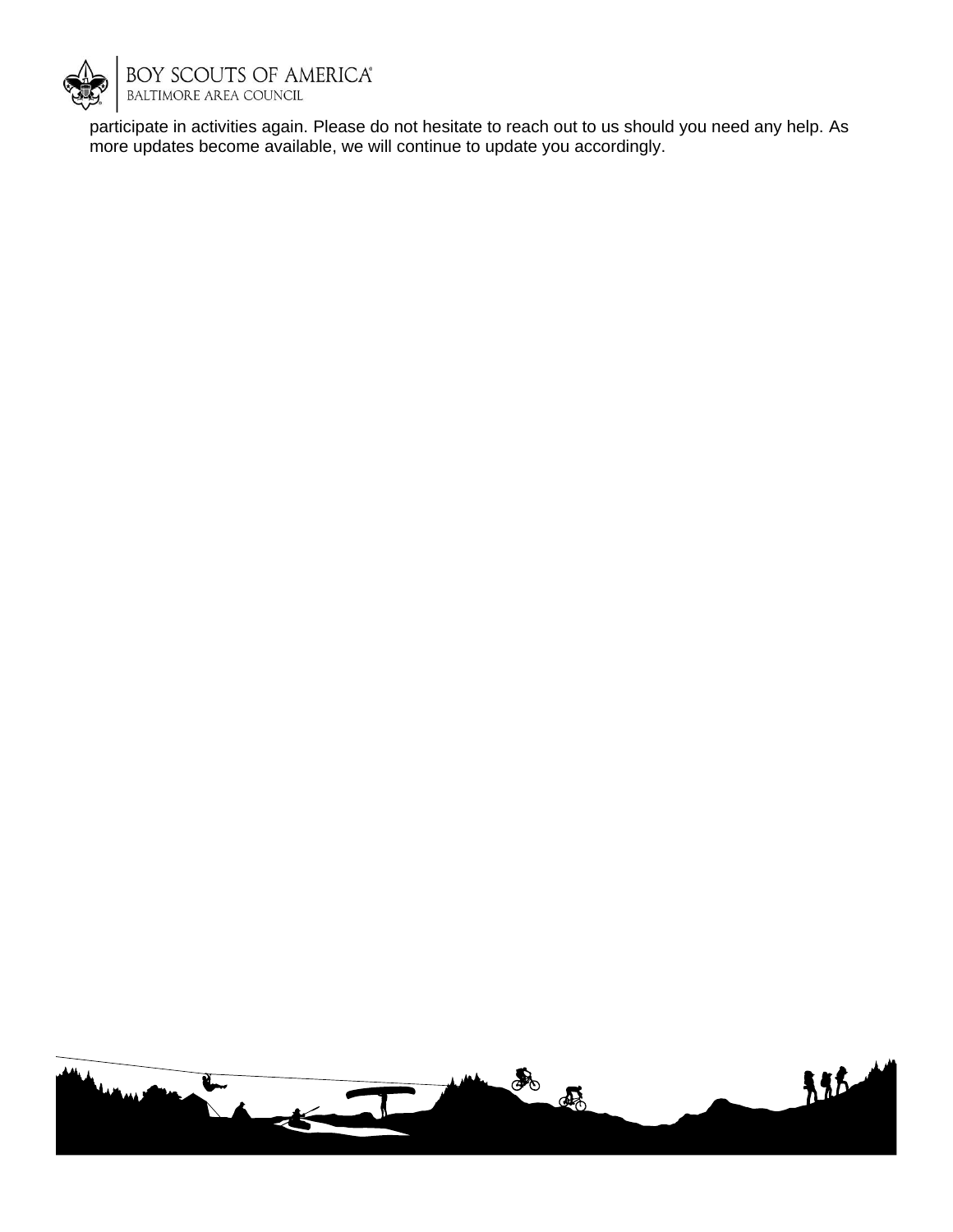participate in activities again. Please do not hesitate to reach out to us should you need any help. As more updates become available, we will continue to update you accordingly.